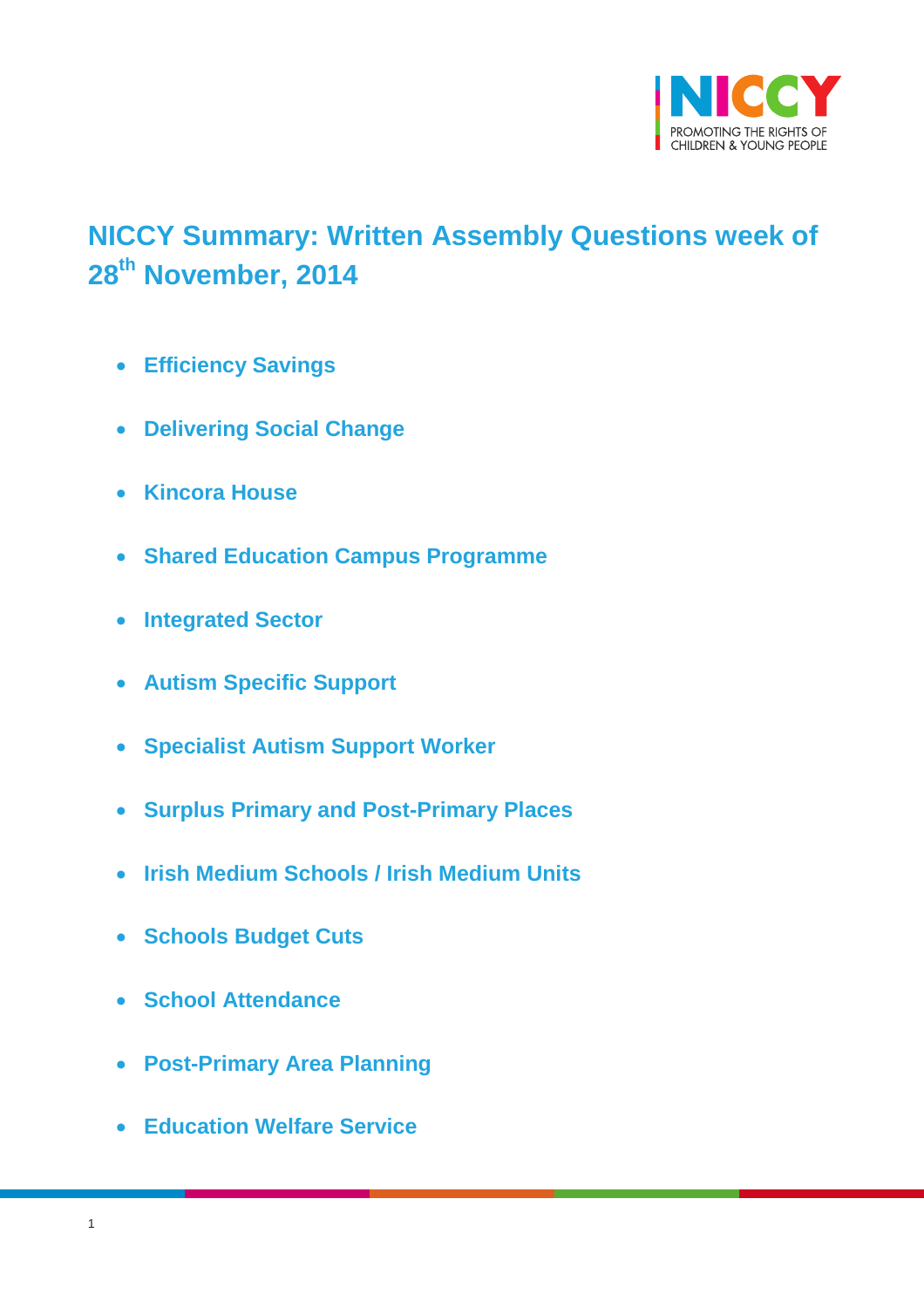# NICCY Summary: Written Assembly Questions week of 28th November, 2014

- **Efficiency Savings**
- **Delivering Social Change**
- **Kincora House**
- **Shared Education Campus Programme**
- **Integrated Sector**
- **Autism Specific Support**
- **Specialist Autism Support Worker**
- **Surplus Primary and Post-Primary Places**
- **Irish Medium Schools / Irish Medium Units**
- **Schools Budget Cuts**
- **School Attendance**
- **Post-Primary Area Planning**
- **Education Welfare Service**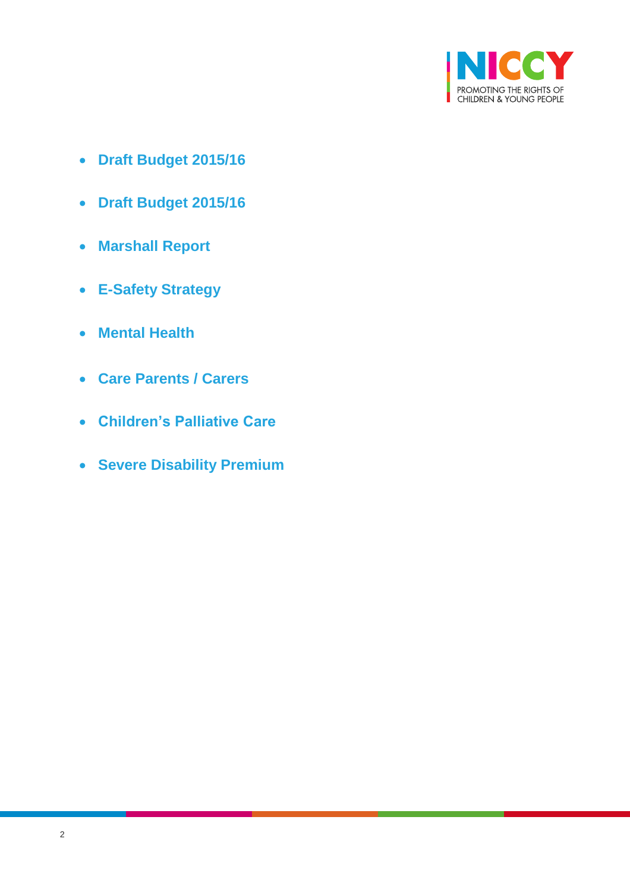- **Draft Budget 2015/16**
- **Draft Budget 2015/16**
- **Marshall Report**
- **E-Safety Strategy**
- **Mental Health**
- **Care Parents / Carers**
- **Children's Palliative Care**
- **Severe Disability Premium**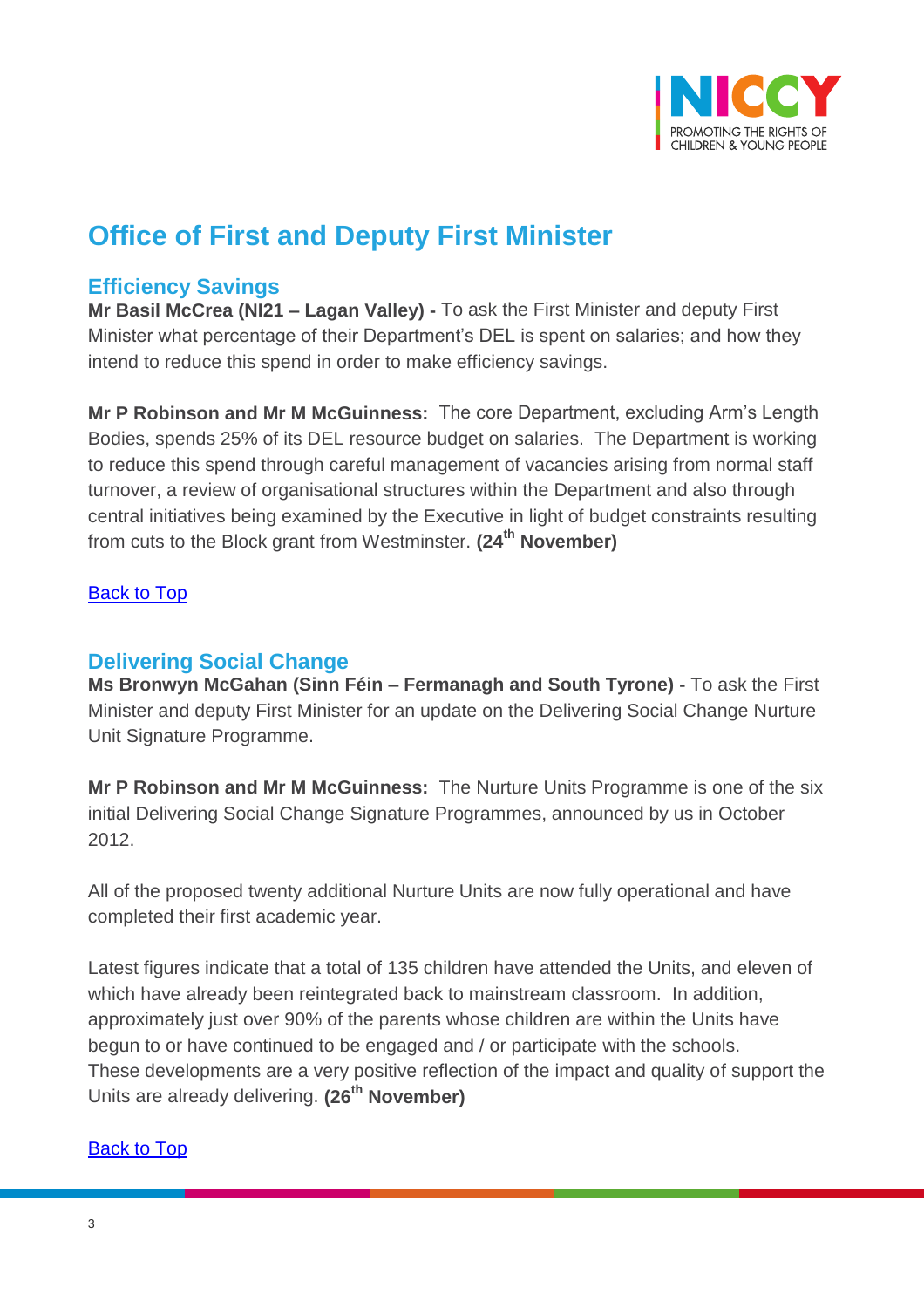# Office of First and Deputy First Minister

## Efficiency Savings

**Mr Basil McCrea (NI21 – Lagan Valley) -** To ask the First Minister and deputy First Minister what percentage of their Department's DEL is spent on salaries; and how they intend to reduce this spend in order to make efficiency savings.

**Mr P Robinson and Mr M McGuinness:** The core Department, excluding Arm's Length Bodies, spends 25% of its DEL resource budget on salaries. The Department is working to reduce this spend through careful management of vacancies arising from normal staff turnover, a review of organisational structures within the Department and also through central initiatives being examined by the Executive in light of budget constraints resulting from cuts to the Block grant from Westminster. **(24th November)**

Back to Top

## Delivering Social Change

**Ms Bronwyn McGahan (Sinn Féin – Fermanagh and South Tyrone) -** To ask the First Minister and deputy First Minister for an update on the Delivering Social Change Nurture Unit Signature Programme.

**Mr P Robinson and Mr M McGuinness:** The Nurture Units Programme is one of the six initial Delivering Social Change Signature Programmes, announced by us in October 2012.

All of the proposed twenty additional Nurture Units are now fully operational and have completed their first academic year.

Latest figures indicate that a total of 135 children have attended the Units, and eleven of which have already been reintegrated back to mainstream classroom. In addition, approximately just over 90% of the parents whose children are within the Units have begun to or have continued to be engaged and / or participate with the schools. These developments are a very positive reflection of the impact and quality of support the Units are already delivering. **(26th November)**

Back to Top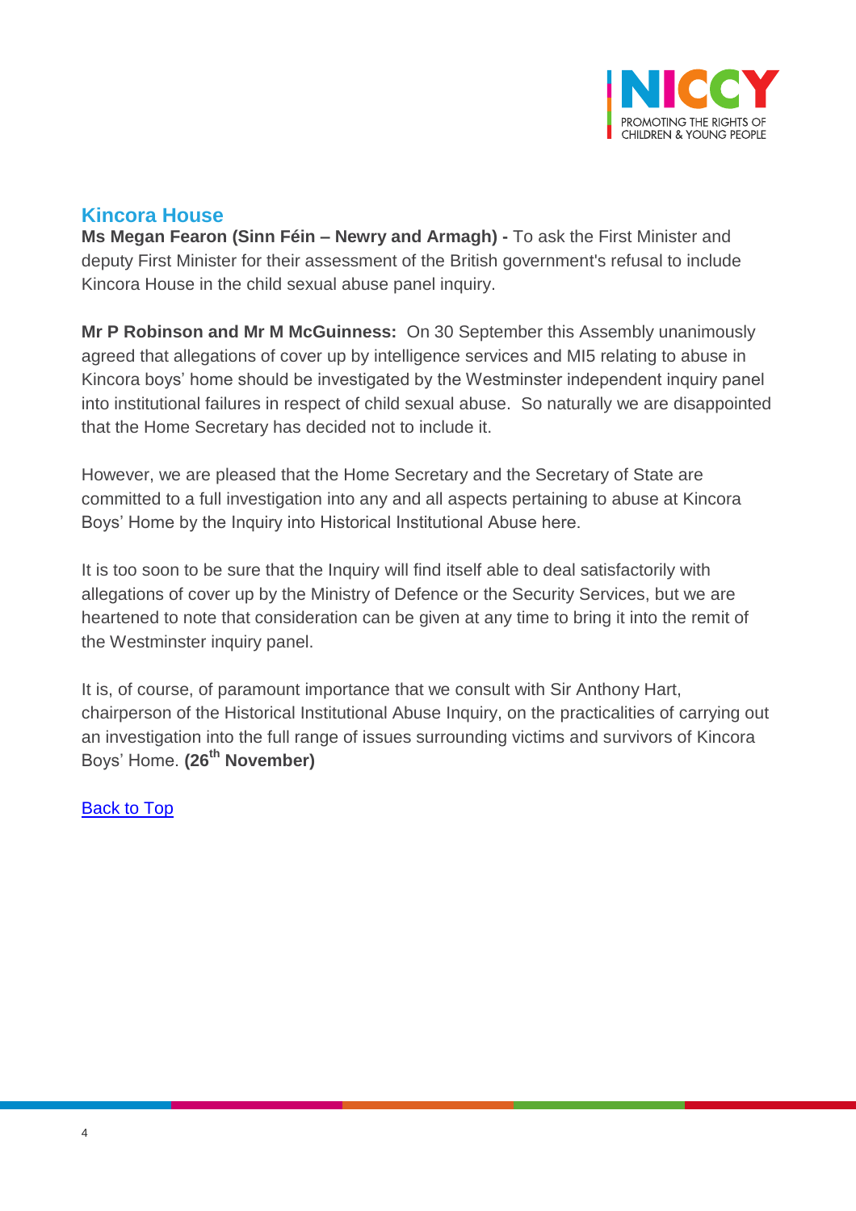## Kincora House

**Ms Megan Fearon (Sinn Féin – Newry and Armagh) -** To ask the First Minister and deputy First Minister for their assessment of the British government's refusal to include Kincora House in the child sexual abuse panel inquiry.

**Mr P Robinson and Mr M McGuinness:** On 30 September this Assembly unanimously agreed that allegations of cover up by intelligence services and MI5 relating to abuse in Kincora boys' home should be investigated by the Westminster independent inquiry panel into institutional failures in respect of child sexual abuse. So naturally we are disappointed that the Home Secretary has decided not to include it.

However, we are pleased that the Home Secretary and the Secretary of State are committed to a full investigation into any and all aspects pertaining to abuse at Kincora Boys' Home by the Inquiry into Historical Institutional Abuse here.

It is too soon to be sure that the Inquiry will find itself able to deal satisfactorily with allegations of cover up by the Ministry of Defence or the Security Services, but we are heartened to note that consideration can be given at any time to bring it into the remit of the Westminster inquiry panel.

It is, of course, of paramount importance that we consult with Sir Anthony Hart, chairperson of the Historical Institutional Abuse Inquiry, on the practicalities of carrying out an investigation into the full range of issues surrounding victims and survivors of Kincora Boys' Home. **(26th November)**

Back to Top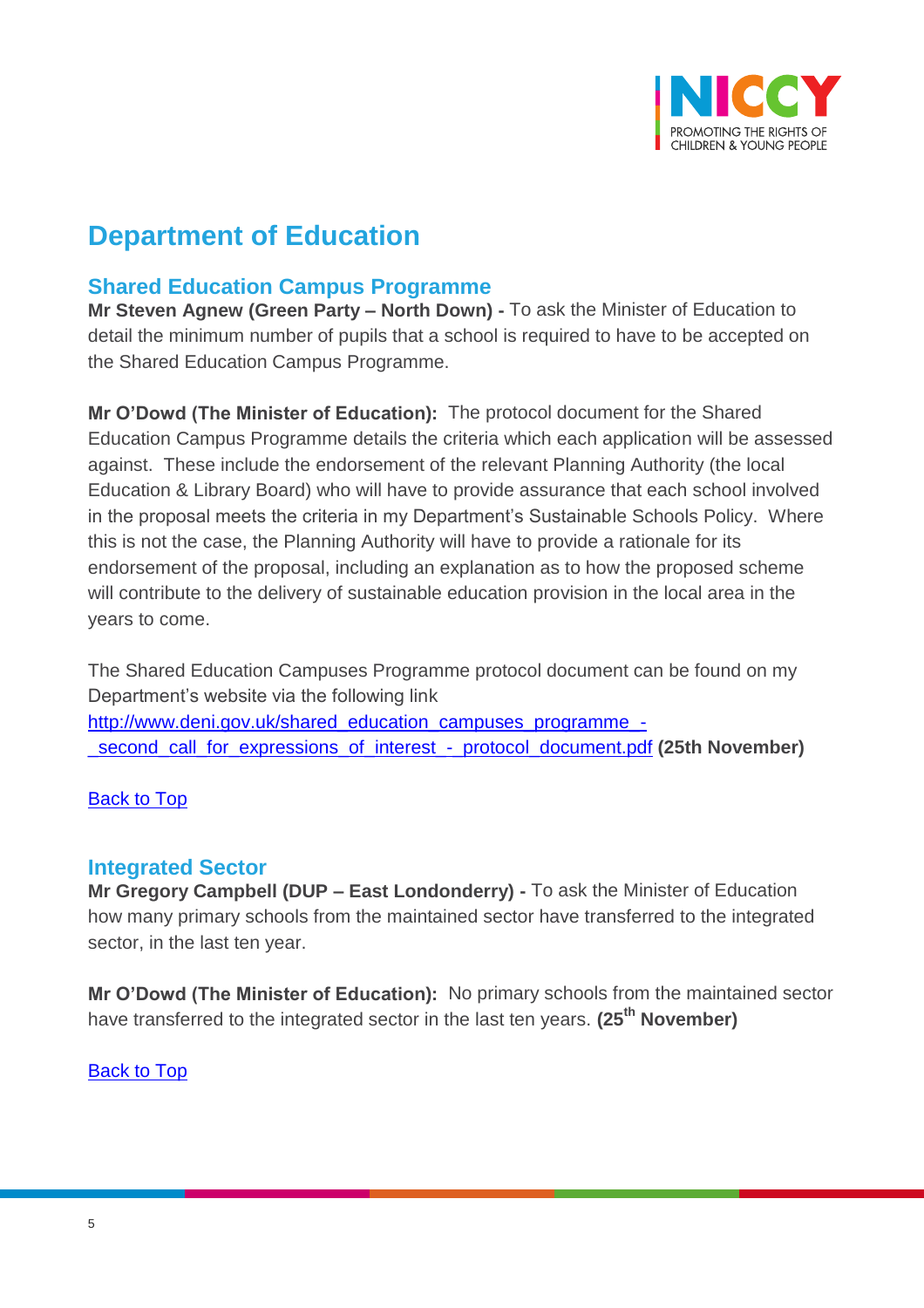# Department of Education

## Shared Education Campus Programme

**Mr Steven Agnew (Green Party – North Down) -** To ask the Minister of Education to detail the minimum number of pupils that a school is required to have to be accepted on the Shared Education Campus Programme.

**Mr O'Dowd (The Minister of Education):** The protocol document for the Shared Education Campus Programme details the criteria which each application will be assessed against. These include the endorsement of the relevant Planning Authority (the local Education & Library Board) who will have to provide assurance that each school involved in the proposal meets the criteria in my Department's Sustainable Schools Policy. Where this is not the case, the Planning Authority will have to provide a rationale for its endorsement of the proposal, including an explanation as to how the proposed scheme will contribute to the delivery of sustainable education provision in the local area in the years to come.

The Shared Education Campuses Programme protocol document can be found on my Department's website via the following link
[http://www.deni.gov.uk/shared_education_campuses_programme_-_second_call_for_expressions_of_interest_-_protocol_document.pdf](http://www.deni.gov.uk/shared_education_campuses_programme_-_second_call_for_expressions_of_interest_-_protocol_document.pdf) **(25th November)**

Back to Top

## Integrated Sector

**Mr Gregory Campbell (DUP – East Londonderry) -** To ask the Minister of Education how many primary schools from the maintained sector have transferred to the integrated sector, in the last ten year.

**Mr O'Dowd (The Minister of Education):** No primary schools from the maintained sector have transferred to the integrated sector in the last ten years. **(25th November)**

Back to Top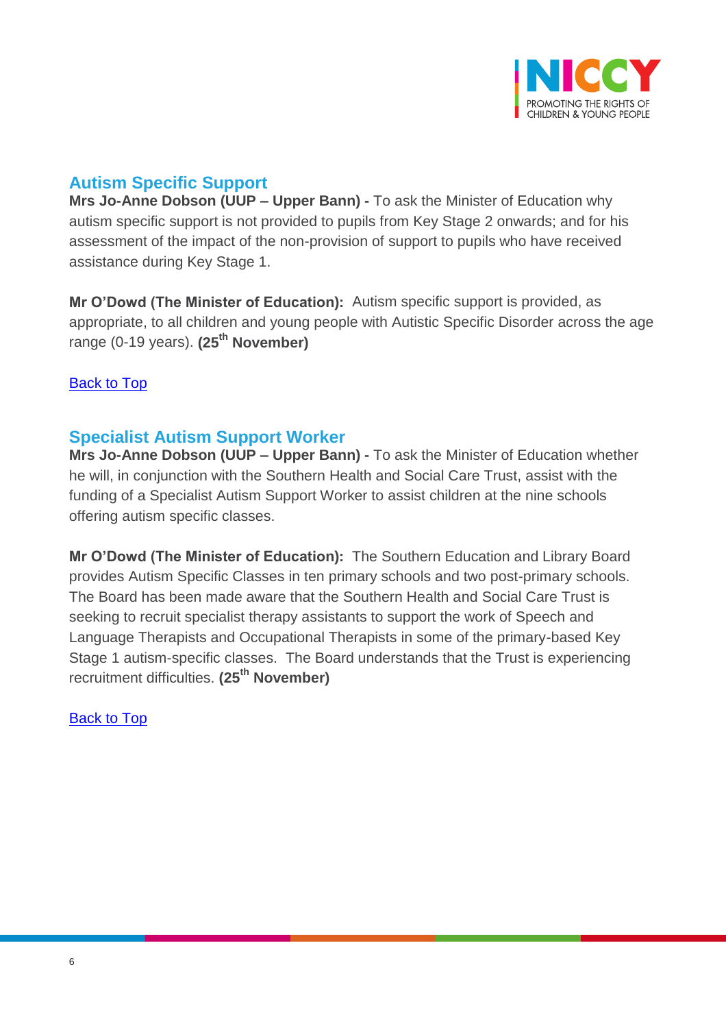## Autism Specific Support

**Mrs Jo-Anne Dobson (UUP – Upper Bann) -** To ask the Minister of Education why autism specific support is not provided to pupils from Key Stage 2 onwards; and for his assessment of the impact of the non-provision of support to pupils who have received assistance during Key Stage 1.

**Mr O'Dowd (The Minister of Education):** Autism specific support is provided, as appropriate, to all children and young people with Autistic Specific Disorder across the age range (0-19 years). **(25th November)**

Back to Top

## Specialist Autism Support Worker

**Mrs Jo-Anne Dobson (UUP – Upper Bann) -** To ask the Minister of Education whether he will, in conjunction with the Southern Health and Social Care Trust, assist with the funding of a Specialist Autism Support Worker to assist children at the nine schools offering autism specific classes.

**Mr O'Dowd (The Minister of Education):** The Southern Education and Library Board provides Autism Specific Classes in ten primary schools and two post-primary schools. The Board has been made aware that the Southern Health and Social Care Trust is seeking to recruit specialist therapy assistants to support the work of Speech and Language Therapists and Occupational Therapists in some of the primary-based Key Stage 1 autism-specific classes. The Board understands that the Trust is experiencing recruitment difficulties. **(25th November)**

Back to Top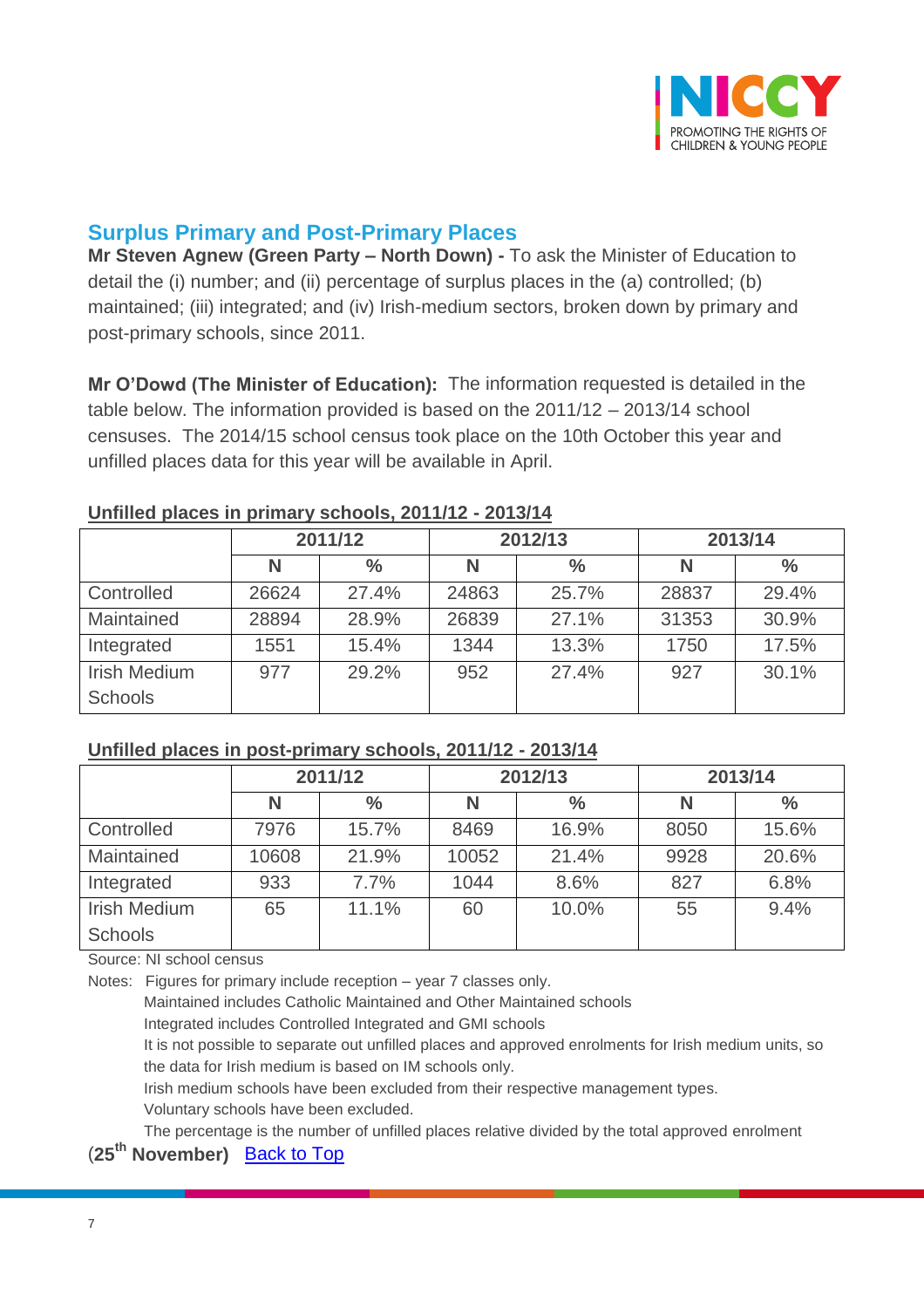## Surplus Primary and Post-Primary Places

**Mr Steven Agnew (Green Party – North Down) -** To ask the Minister of Education to detail the (i) number; and (ii) percentage of surplus places in the (a) controlled; (b) maintained; (iii) integrated; and (iv) Irish-medium sectors, broken down by primary and post-primary schools, since 2011.

**Mr O'Dowd (The Minister of Education):** The information requested is detailed in the table below. The information provided is based on the 2011/12 – 2013/14 school censuses. The 2014/15 school census took place on the 10th October this year and unfilled places data for this year will be available in April.

**Unfilled places in primary schools, 2011/12 - 2013/14**

| | 2011/12 | | 2012/13 | | 2013/14 | |
|---|---|---|---|---|---|---|
| | N | % | N | % | N | % |
| Controlled | 26624 | 27.4% | 24863 | 25.7% | 28837 | 29.4% |
| Maintained | 28894 | 28.9% | 26839 | 27.1% | 31353 | 30.9% |
| Integrated | 1551 | 15.4% | 1344 | 13.3% | 1750 | 17.5% |
| Irish Medium Schools | 977 | 29.2% | 952 | 27.4% | 927 | 30.1% |

**Unfilled places in post-primary schools, 2011/12 - 2013/14**

| | 2011/12 | | 2012/13 | | 2013/14 | |
|---|---|---|---|---|---|---|
| | N | % | N | % | N | % |
| Controlled | 7976 | 15.7% | 8469 | 16.9% | 8050 | 15.6% |
| Maintained | 10608 | 21.9% | 10052 | 21.4% | 9928 | 20.6% |
| Integrated | 933 | 7.7% | 1044 | 8.6% | 827 | 6.8% |
| Irish Medium Schools | 65 | 11.1% | 60 | 10.0% | 55 | 9.4% |

Source: NI school census

Notes: Figures for primary include reception – year 7 classes only.
Maintained includes Catholic Maintained and Other Maintained schools
Integrated includes Controlled Integrated and GMI schools
It is not possible to separate out unfilled places and approved enrolments for Irish medium units, so the data for Irish medium is based on IM schools only.
Irish medium schools have been excluded from their respective management types.
Voluntary schools have been excluded.
The percentage is the number of unfilled places relative divided by the total approved enrolment

(**25th November)** Back to Top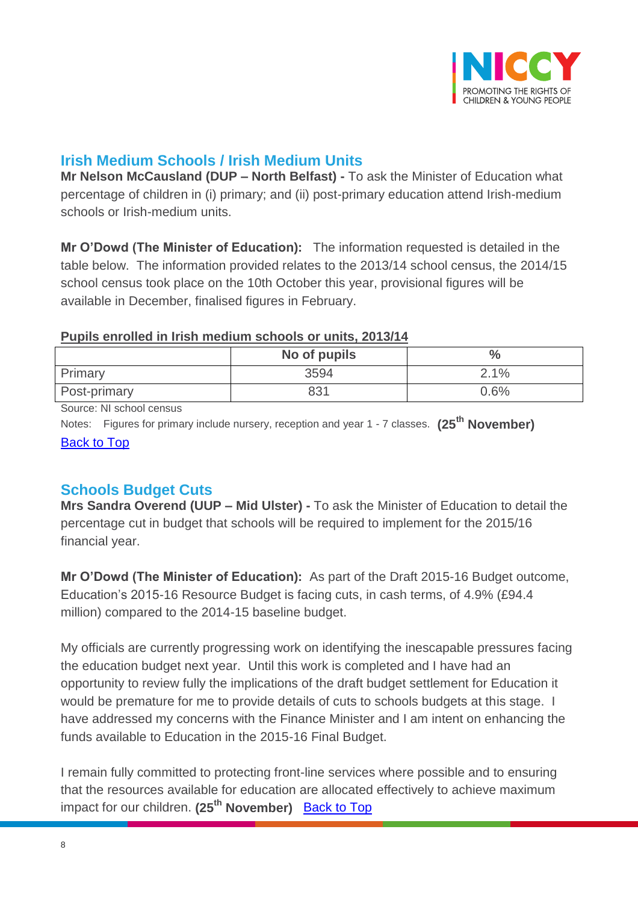## Irish Medium Schools / Irish Medium Units

**Mr Nelson McCausland (DUP – North Belfast) -** To ask the Minister of Education what percentage of children in (i) primary; and (ii) post-primary education attend Irish-medium schools or Irish-medium units.

**Mr O'Dowd (The Minister of Education):** The information requested is detailed in the table below. The information provided relates to the 2013/14 school census, the 2014/15 school census took place on the 10th October this year, provisional figures will be available in December, finalised figures in February.

**Pupils enrolled in Irish medium schools or units, 2013/14**

| | No of pupils | % |
|---|---|---|
| Primary | 3594 | 2.1% |
| Post-primary | 831 | 0.6% |

Source: NI school census

Notes: Figures for primary include nursery, reception and year 1 - 7 classes. **(25th November)**

Back to Top

## Schools Budget Cuts

**Mrs Sandra Overend (UUP – Mid Ulster) -** To ask the Minister of Education to detail the percentage cut in budget that schools will be required to implement for the 2015/16 financial year.

**Mr O'Dowd (The Minister of Education):** As part of the Draft 2015-16 Budget outcome, Education's 2015-16 Resource Budget is facing cuts, in cash terms, of 4.9% (£94.4 million) compared to the 2014-15 baseline budget.

My officials are currently progressing work on identifying the inescapable pressures facing the education budget next year. Until this work is completed and I have had an opportunity to review fully the implications of the draft budget settlement for Education it would be premature for me to provide details of cuts to schools budgets at this stage. I have addressed my concerns with the Finance Minister and I am intent on enhancing the funds available to Education in the 2015-16 Final Budget.

I remain fully committed to protecting front-line services where possible and to ensuring that the resources available for education are allocated effectively to achieve maximum impact for our children. **(25th November)** Back to Top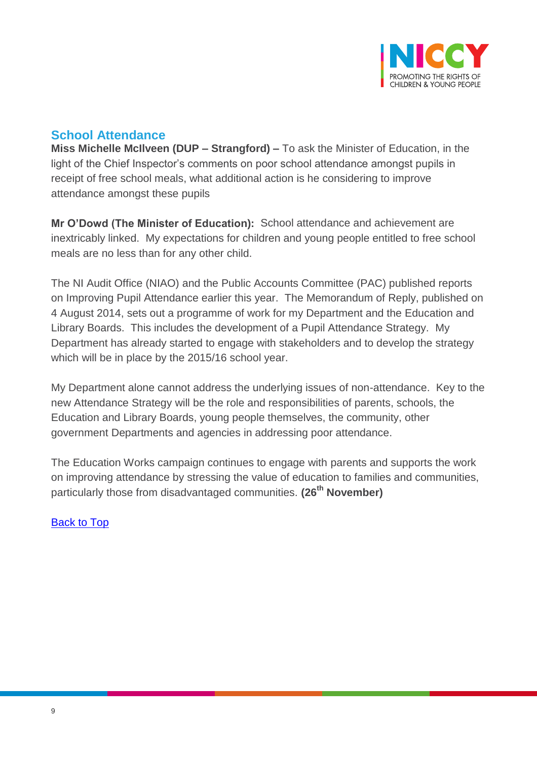## School Attendance

**Miss Michelle McIlveen (DUP – Strangford) –** To ask the Minister of Education, in the light of the Chief Inspector's comments on poor school attendance amongst pupils in receipt of free school meals, what additional action is he considering to improve attendance amongst these pupils

**Mr O'Dowd (The Minister of Education):** School attendance and achievement are inextricably linked. My expectations for children and young people entitled to free school meals are no less than for any other child.

The NI Audit Office (NIAO) and the Public Accounts Committee (PAC) published reports on Improving Pupil Attendance earlier this year. The Memorandum of Reply, published on 4 August 2014, sets out a programme of work for my Department and the Education and Library Boards. This includes the development of a Pupil Attendance Strategy. My Department has already started to engage with stakeholders and to develop the strategy which will be in place by the 2015/16 school year.

My Department alone cannot address the underlying issues of non-attendance. Key to the new Attendance Strategy will be the role and responsibilities of parents, schools, the Education and Library Boards, young people themselves, the community, other government Departments and agencies in addressing poor attendance.

The Education Works campaign continues to engage with parents and supports the work on improving attendance by stressing the value of education to families and communities, particularly those from disadvantaged communities. **(26th November)**

Back to Top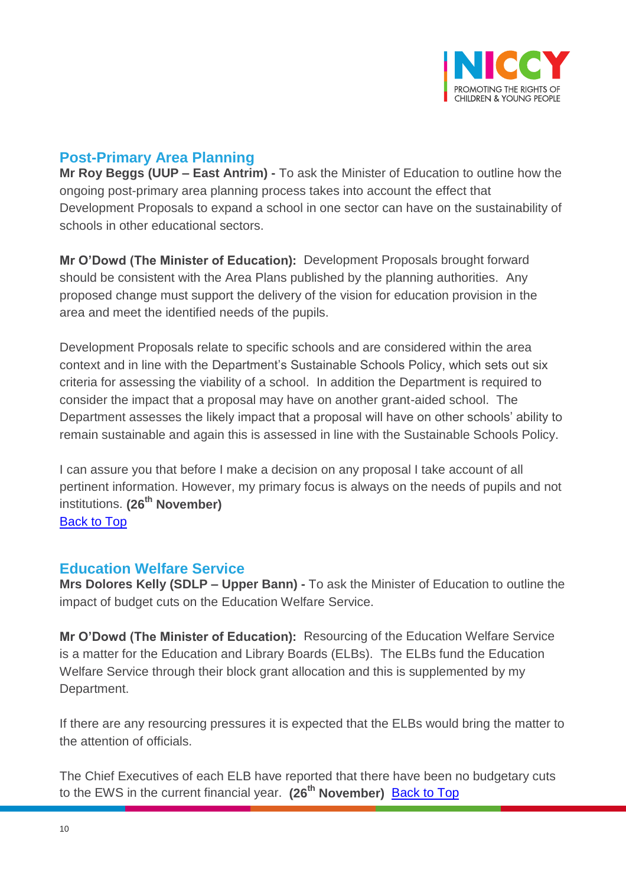## Post-Primary Area Planning

**Mr Roy Beggs (UUP – East Antrim) -** To ask the Minister of Education to outline how the ongoing post-primary area planning process takes into account the effect that Development Proposals to expand a school in one sector can have on the sustainability of schools in other educational sectors.

**Mr O'Dowd (The Minister of Education):** Development Proposals brought forward should be consistent with the Area Plans published by the planning authorities. Any proposed change must support the delivery of the vision for education provision in the area and meet the identified needs of the pupils.

Development Proposals relate to specific schools and are considered within the area context and in line with the Department's Sustainable Schools Policy, which sets out six criteria for assessing the viability of a school. In addition the Department is required to consider the impact that a proposal may have on another grant-aided school. The Department assesses the likely impact that a proposal will have on other schools' ability to remain sustainable and again this is assessed in line with the Sustainable Schools Policy.

I can assure you that before I make a decision on any proposal I take account of all pertinent information. However, my primary focus is always on the needs of pupils and not institutions. **(26th November)**

Back to Top

## Education Welfare Service

**Mrs Dolores Kelly (SDLP – Upper Bann) -** To ask the Minister of Education to outline the impact of budget cuts on the Education Welfare Service.

**Mr O'Dowd (The Minister of Education):** Resourcing of the Education Welfare Service is a matter for the Education and Library Boards (ELBs). The ELBs fund the Education Welfare Service through their block grant allocation and this is supplemented by my Department.

If there are any resourcing pressures it is expected that the ELBs would bring the matter to the attention of officials.

The Chief Executives of each ELB have reported that there have been no budgetary cuts to the EWS in the current financial year. **(26th November)** Back to Top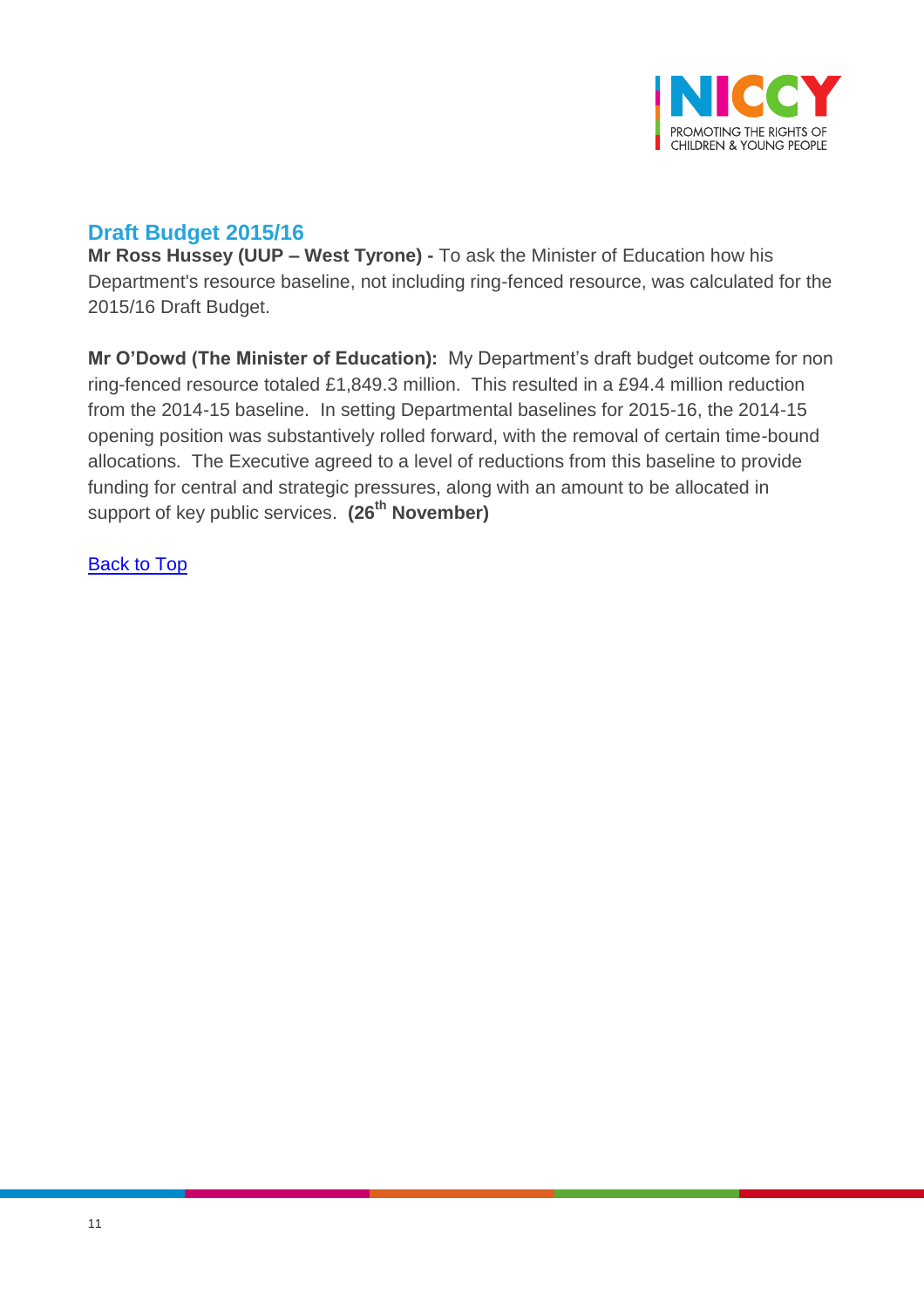## Draft Budget 2015/16

**Mr Ross Hussey (UUP – West Tyrone) -** To ask the Minister of Education how his Department's resource baseline, not including ring-fenced resource, was calculated for the 2015/16 Draft Budget.

**Mr O'Dowd (The Minister of Education):** My Department's draft budget outcome for non ring-fenced resource totaled £1,849.3 million. This resulted in a £94.4 million reduction from the 2014-15 baseline. In setting Departmental baselines for 2015-16, the 2014-15 opening position was substantively rolled forward, with the removal of certain time-bound allocations. The Executive agreed to a level of reductions from this baseline to provide funding for central and strategic pressures, along with an amount to be allocated in support of key public services. **(26th November)**

Back to Top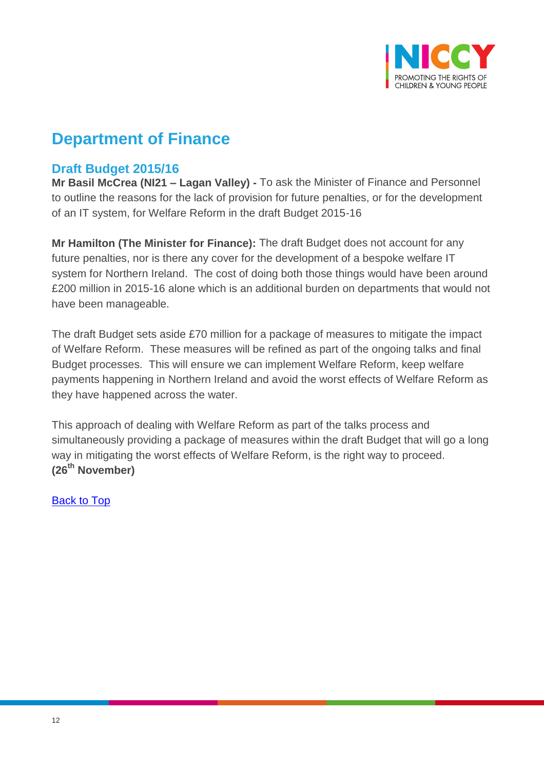# Department of Finance

## Draft Budget 2015/16

**Mr Basil McCrea (NI21 – Lagan Valley) -** To ask the Minister of Finance and Personnel to outline the reasons for the lack of provision for future penalties, or for the development of an IT system, for Welfare Reform in the draft Budget 2015-16

**Mr Hamilton (The Minister for Finance):** The draft Budget does not account for any future penalties, nor is there any cover for the development of a bespoke welfare IT system for Northern Ireland. The cost of doing both those things would have been around £200 million in 2015-16 alone which is an additional burden on departments that would not have been manageable.

The draft Budget sets aside £70 million for a package of measures to mitigate the impact of Welfare Reform. These measures will be refined as part of the ongoing talks and final Budget processes. This will ensure we can implement Welfare Reform, keep welfare payments happening in Northern Ireland and avoid the worst effects of Welfare Reform as they have happened across the water.

This approach of dealing with Welfare Reform as part of the talks process and simultaneously providing a package of measures within the draft Budget that will go a long way in mitigating the worst effects of Welfare Reform, is the right way to proceed.
**(26th November)**

Back to Top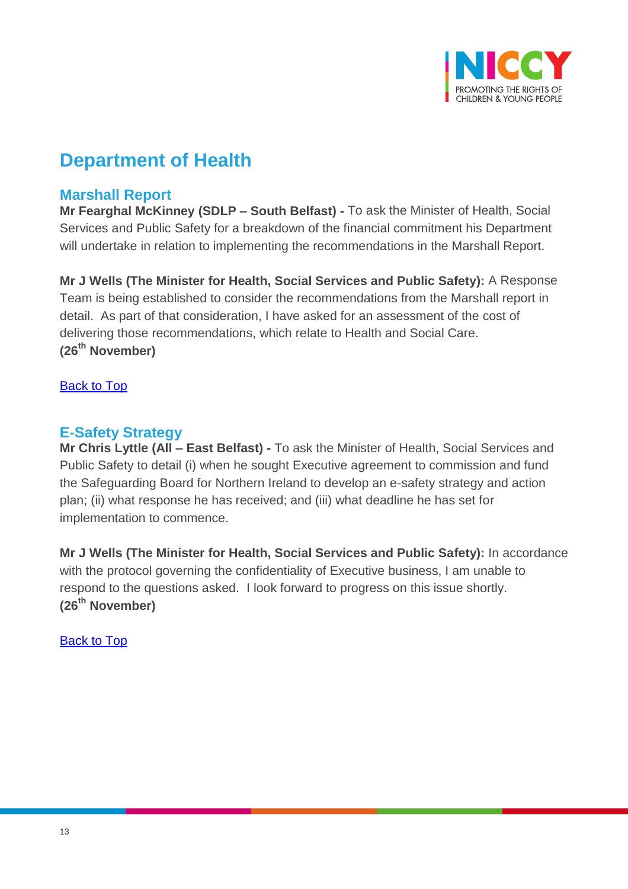# Department of Health

## Marshall Report

**Mr Fearghal McKinney (SDLP – South Belfast) -** To ask the Minister of Health, Social Services and Public Safety for a breakdown of the financial commitment his Department will undertake in relation to implementing the recommendations in the Marshall Report.

**Mr J Wells (The Minister for Health, Social Services and Public Safety):** A Response Team is being established to consider the recommendations from the Marshall report in detail. As part of that consideration, I have asked for an assessment of the cost of delivering those recommendations, which relate to Health and Social Care.
**(26th November)**

Back to Top

## E-Safety Strategy

**Mr Chris Lyttle (All – East Belfast) -** To ask the Minister of Health, Social Services and Public Safety to detail (i) when he sought Executive agreement to commission and fund the Safeguarding Board for Northern Ireland to develop an e-safety strategy and action plan; (ii) what response he has received; and (iii) what deadline he has set for implementation to commence.

**Mr J Wells (The Minister for Health, Social Services and Public Safety):** In accordance with the protocol governing the confidentiality of Executive business, I am unable to respond to the questions asked. I look forward to progress on this issue shortly.
**(26th November)**

Back to Top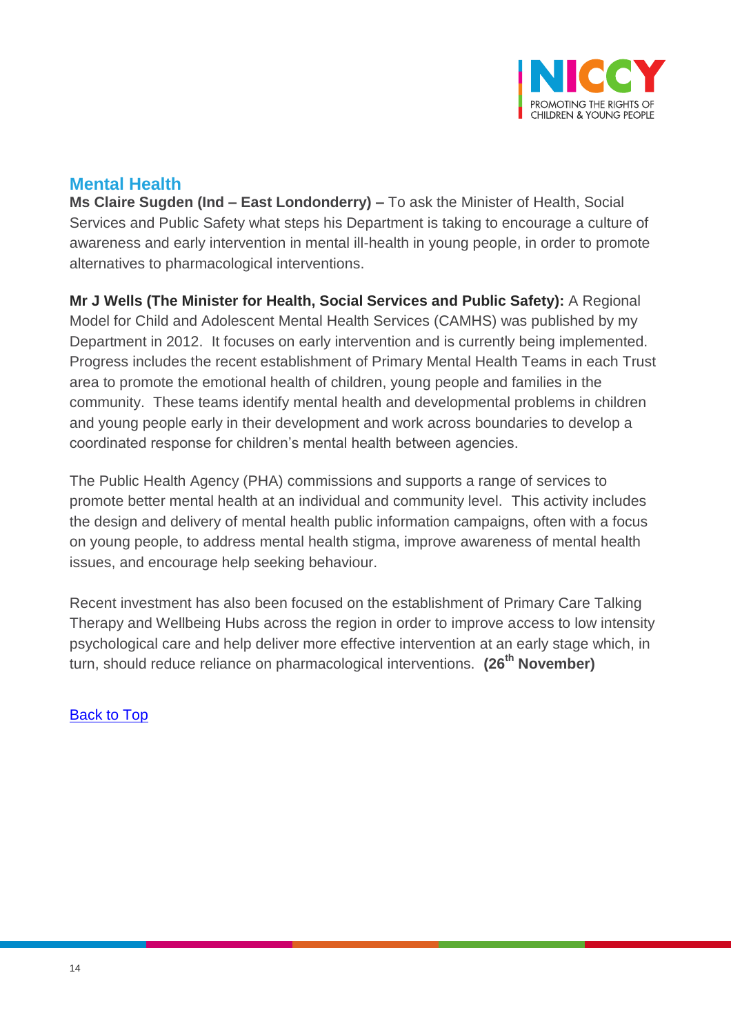## Mental Health

**Ms Claire Sugden (Ind – East Londonderry) –** To ask the Minister of Health, Social Services and Public Safety what steps his Department is taking to encourage a culture of awareness and early intervention in mental ill-health in young people, in order to promote alternatives to pharmacological interventions.

**Mr J Wells (The Minister for Health, Social Services and Public Safety):** A Regional Model for Child and Adolescent Mental Health Services (CAMHS) was published by my Department in 2012. It focuses on early intervention and is currently being implemented. Progress includes the recent establishment of Primary Mental Health Teams in each Trust area to promote the emotional health of children, young people and families in the community. These teams identify mental health and developmental problems in children and young people early in their development and work across boundaries to develop a coordinated response for children's mental health between agencies.

The Public Health Agency (PHA) commissions and supports a range of services to promote better mental health at an individual and community level. This activity includes the design and delivery of mental health public information campaigns, often with a focus on young people, to address mental health stigma, improve awareness of mental health issues, and encourage help seeking behaviour.

Recent investment has also been focused on the establishment of Primary Care Talking Therapy and Wellbeing Hubs across the region in order to improve access to low intensity psychological care and help deliver more effective intervention at an early stage which, in turn, should reduce reliance on pharmacological interventions. **(26th November)**

Back to Top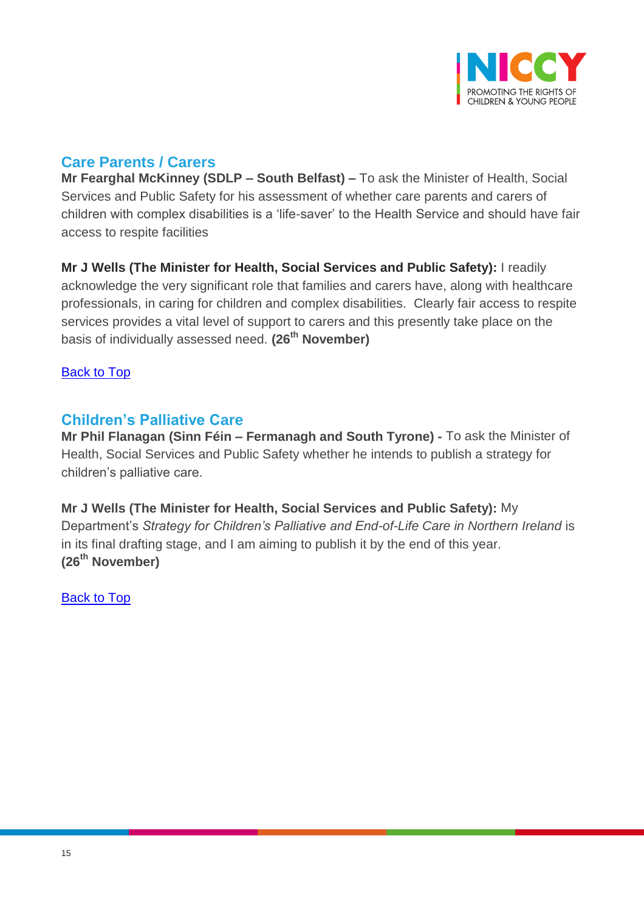## Care Parents / Carers

**Mr Fearghal McKinney (SDLP – South Belfast) –** To ask the Minister of Health, Social Services and Public Safety for his assessment of whether care parents and carers of children with complex disabilities is a 'life-saver' to the Health Service and should have fair access to respite facilities

**Mr J Wells (The Minister for Health, Social Services and Public Safety):** I readily acknowledge the very significant role that families and carers have, along with healthcare professionals, in caring for children and complex disabilities. Clearly fair access to respite services provides a vital level of support to carers and this presently take place on the basis of individually assessed need. **(26th November)**

[Back to Top]

## Children's Palliative Care

**Mr Phil Flanagan (Sinn Féin – Fermanagh and South Tyrone) -** To ask the Minister of Health, Social Services and Public Safety whether he intends to publish a strategy for children's palliative care.

**Mr J Wells (The Minister for Health, Social Services and Public Safety):** My Department's *Strategy for Children's Palliative and End-of-Life Care in Northern Ireland* is in its final drafting stage, and I am aiming to publish it by the end of this year. **(26th November)**

[Back to Top]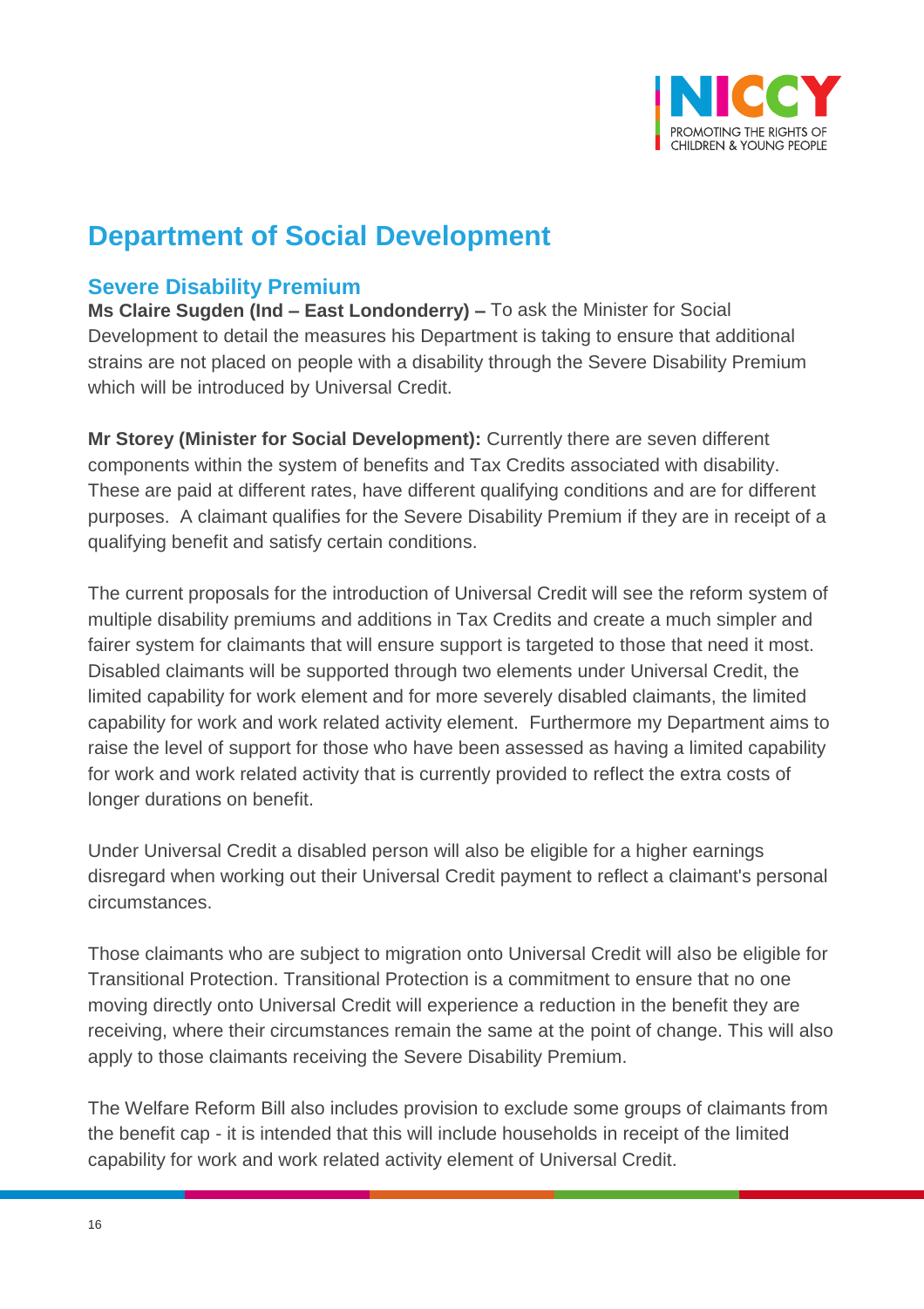# Department of Social Development

## Severe Disability Premium

**Ms Claire Sugden (Ind – East Londonderry) –** To ask the Minister for Social Development to detail the measures his Department is taking to ensure that additional strains are not placed on people with a disability through the Severe Disability Premium which will be introduced by Universal Credit.

**Mr Storey (Minister for Social Development):** Currently there are seven different components within the system of benefits and Tax Credits associated with disability. These are paid at different rates, have different qualifying conditions and are for different purposes. A claimant qualifies for the Severe Disability Premium if they are in receipt of a qualifying benefit and satisfy certain conditions.

The current proposals for the introduction of Universal Credit will see the reform system of multiple disability premiums and additions in Tax Credits and create a much simpler and fairer system for claimants that will ensure support is targeted to those that need it most. Disabled claimants will be supported through two elements under Universal Credit, the limited capability for work element and for more severely disabled claimants, the limited capability for work and work related activity element. Furthermore my Department aims to raise the level of support for those who have been assessed as having a limited capability for work and work related activity that is currently provided to reflect the extra costs of longer durations on benefit.

Under Universal Credit a disabled person will also be eligible for a higher earnings disregard when working out their Universal Credit payment to reflect a claimant's personal circumstances.

Those claimants who are subject to migration onto Universal Credit will also be eligible for Transitional Protection. Transitional Protection is a commitment to ensure that no one moving directly onto Universal Credit will experience a reduction in the benefit they are receiving, where their circumstances remain the same at the point of change. This will also apply to those claimants receiving the Severe Disability Premium.

The Welfare Reform Bill also includes provision to exclude some groups of claimants from the benefit cap - it is intended that this will include households in receipt of the limited capability for work and work related activity element of Universal Credit.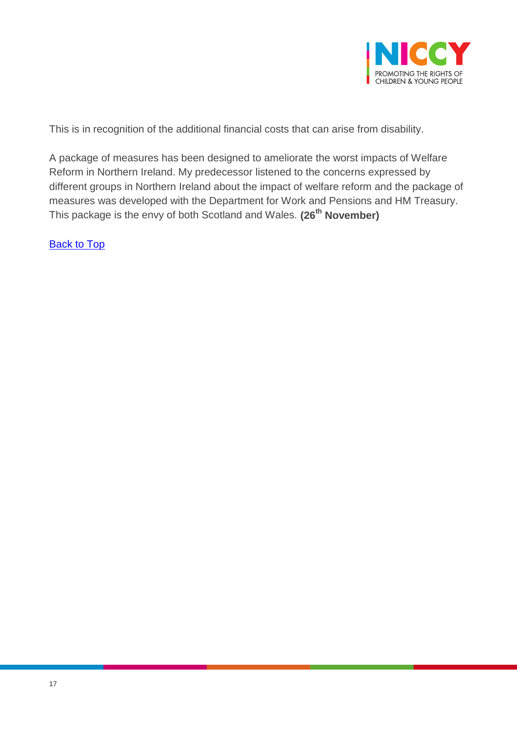This is in recognition of the additional financial costs that can arise from disability.

A package of measures has been designed to ameliorate the worst impacts of Welfare Reform in Northern Ireland. My predecessor listened to the concerns expressed by different groups in Northern Ireland about the impact of welfare reform and the package of measures was developed with the Department for Work and Pensions and HM Treasury. This package is the envy of both Scotland and Wales. **(26th November)**

Back to Top